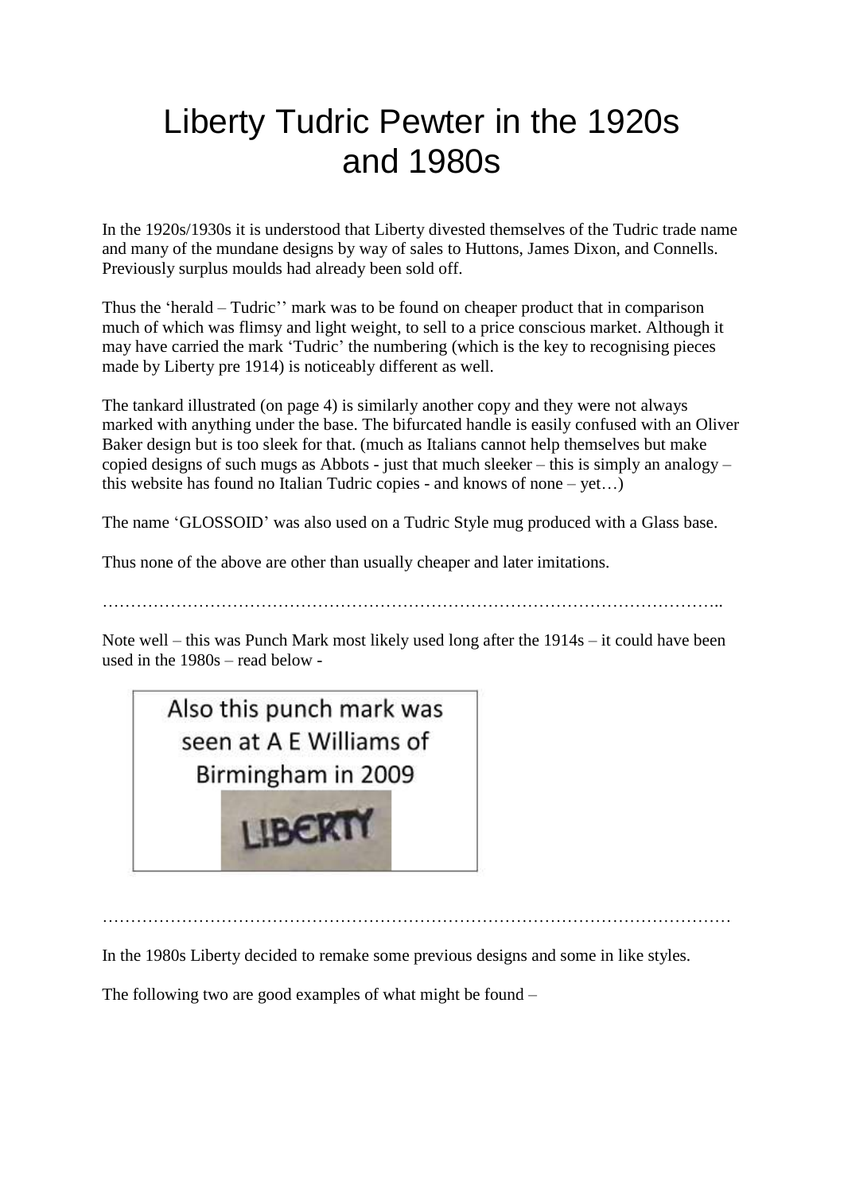# Liberty Tudric Pewter in the 1920s and 1980s

In the 1920s/1930s it is understood that Liberty divested themselves of the Tudric trade name and many of the mundane designs by way of sales to Huttons, James Dixon, and Connells. Previously surplus moulds had already been sold off.

Thus the 'herald – Tudric'' mark was to be found on cheaper product that in comparison much of which was flimsy and light weight, to sell to a price conscious market. Although it may have carried the mark 'Tudric' the numbering (which is the key to recognising pieces made by Liberty pre 1914) is noticeably different as well.

The tankard illustrated (on page 4) is similarly another copy and they were not always marked with anything under the base. The bifurcated handle is easily confused with an Oliver Baker design but is too sleek for that. (much as Italians cannot help themselves but make copied designs of such mugs as Abbots - just that much sleeker – this is simply an analogy – this website has found no Italian Tudric copies - and knows of none – yet…)

The name 'GLOSSOID' was also used on a Tudric Style mug produced with a Glass base.

Thus none of the above are other than usually cheaper and later imitations.

…………………………………………………………………………………………………..

Note well – this was Punch Mark most likely used long after the 1914s – it could have been used in the 1980s – read below -

Also this punch mark was seen at A E Williams of Birmingham in 2009

LIBERTY

…………………………………………………………………………………………………

In the 1980s Liberty decided to remake some previous designs and some in like styles.

The following two are good examples of what might be found –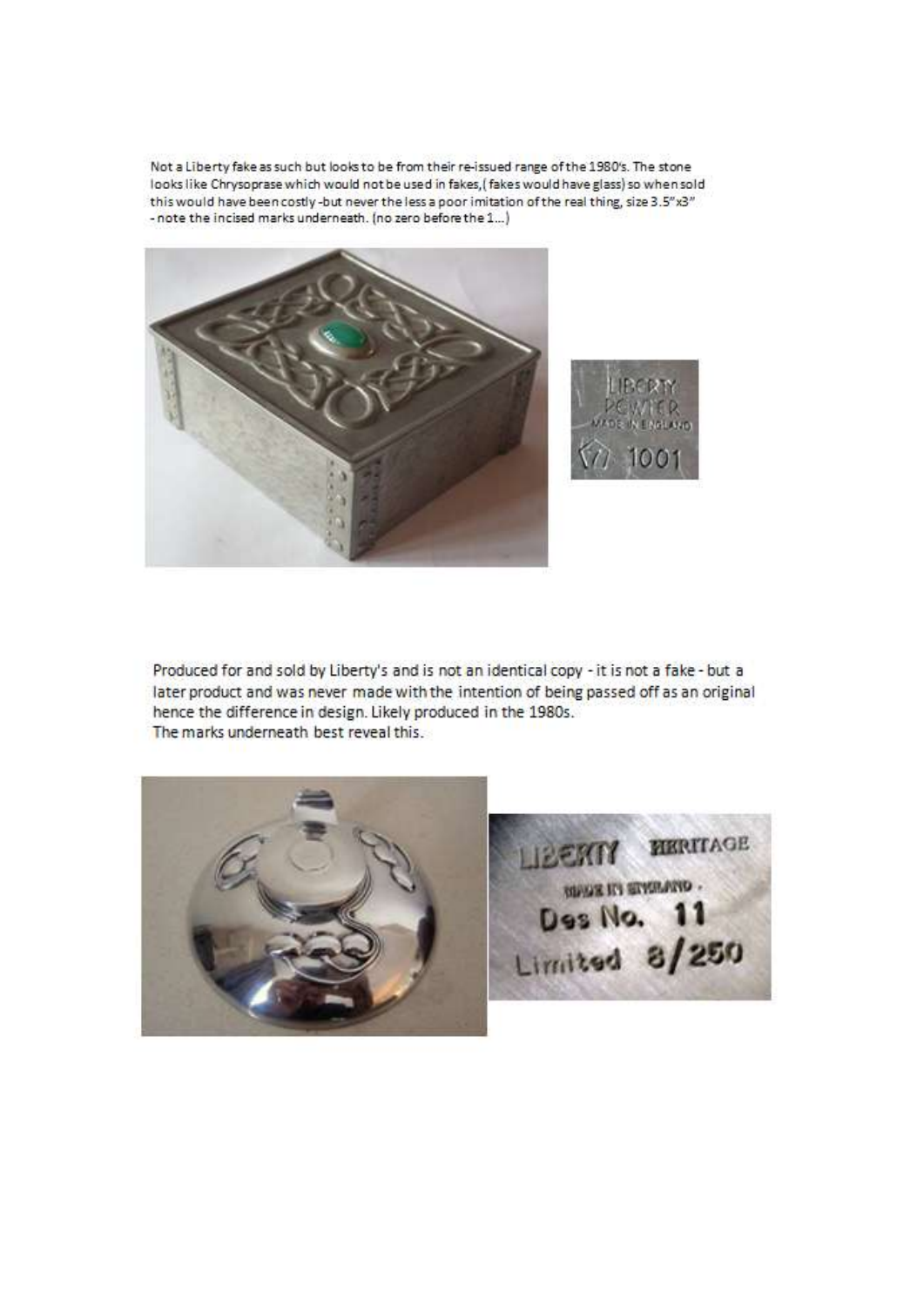Not a Liberty fake as such but looks to be from their re-issued range of the 1980's. The stone looks like Chrysoprase which would not be used in fakes,( fakes would have glass) so when sold this would have been costly -but never the less a poor imitation of the real thing, size 3.5"x3" - note the incised marks underneath. (no zero before the 1...)

Produced for and sold by Liberty's and is not an identical copy - it is not a fake - but a later product and was never made with the intention of being passed off as an original hence the difference in design. Likely produced in the 1980s.
The marks underneath best reveal this.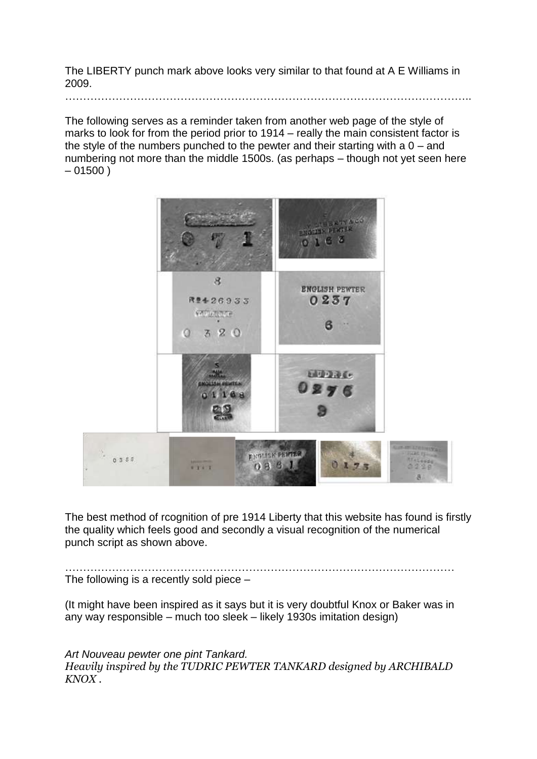The LIBERTY punch mark above looks very similar to that found at A E Williams in 2009.

……………………………………………………………………………………………………..

The following serves as a reminder taken from another web page of the style of marks to look for from the period prior to 1914 – really the main consistent factor is the style of the numbers punched to the pewter and their starting with a 0 – and numbering not more than the middle 1500s. (as perhaps – though not yet seen here – 01500 )

The best method of rcognition of pre 1914 Liberty that this website has found is firstly the quality which feels good and secondly a visual recognition of the numerical punch script as shown above.

…………………………………………………………………………………………………

The following is a recently sold piece –

(It might have been inspired as it says but it is very doubtful Knox or Baker was in any way responsible – much too sleek – likely 1930s imitation design)

*Art Nouveau pewter one pint Tankard.*
*Heavily inspired by the TUDRIC PEWTER TANKARD designed by ARCHIBALD KNOX .*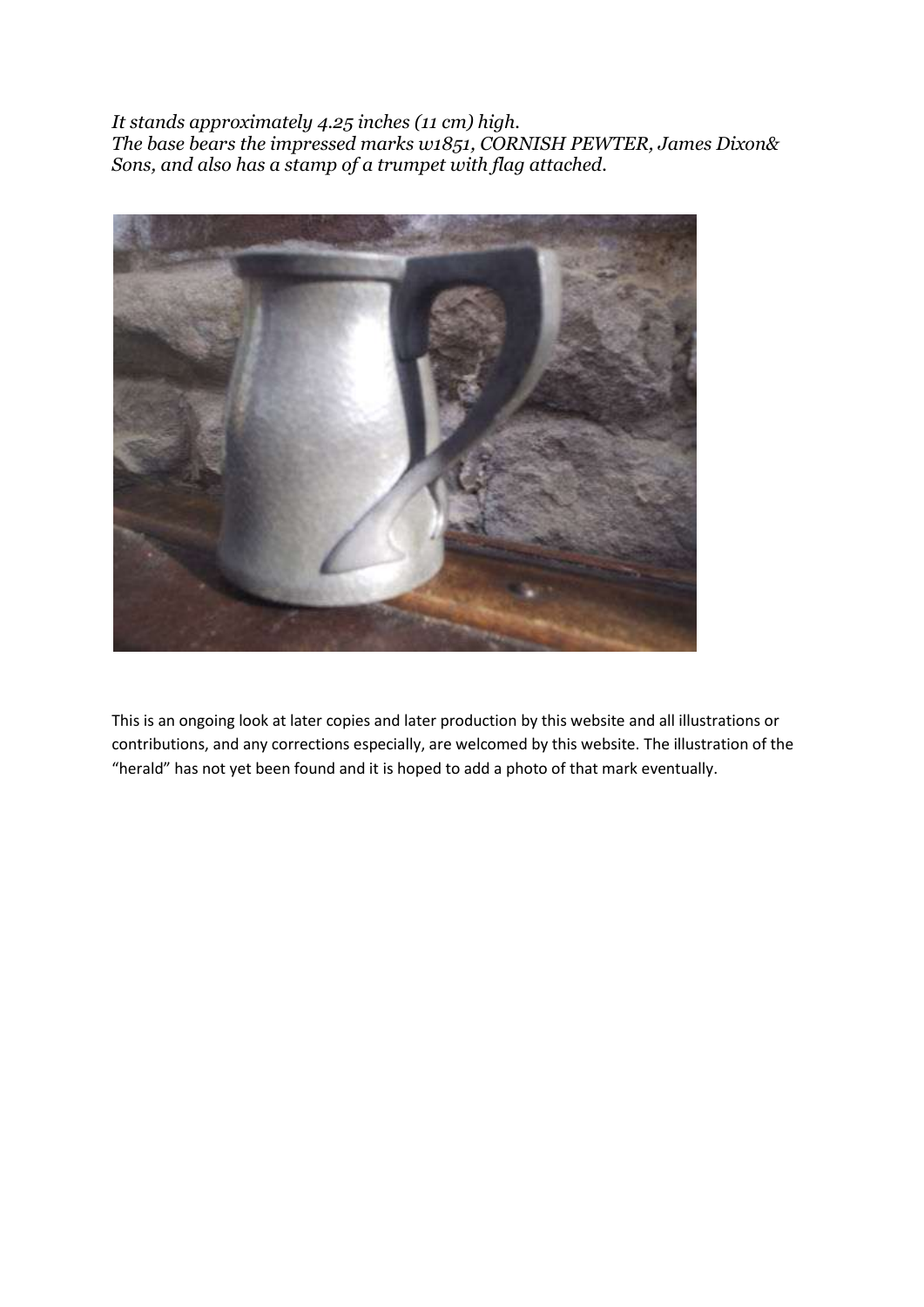*It stands approximately 4.25 inches (11 cm) high.*
*The base bears the impressed marks w1851, CORNISH PEWTER, James Dixon& Sons, and also has a stamp of a trumpet with flag attached.*

This is an ongoing look at later copies and later production by this website and all illustrations or contributions, and any corrections especially, are welcomed by this website. The illustration of the "herald" has not yet been found and it is hoped to add a photo of that mark eventually.